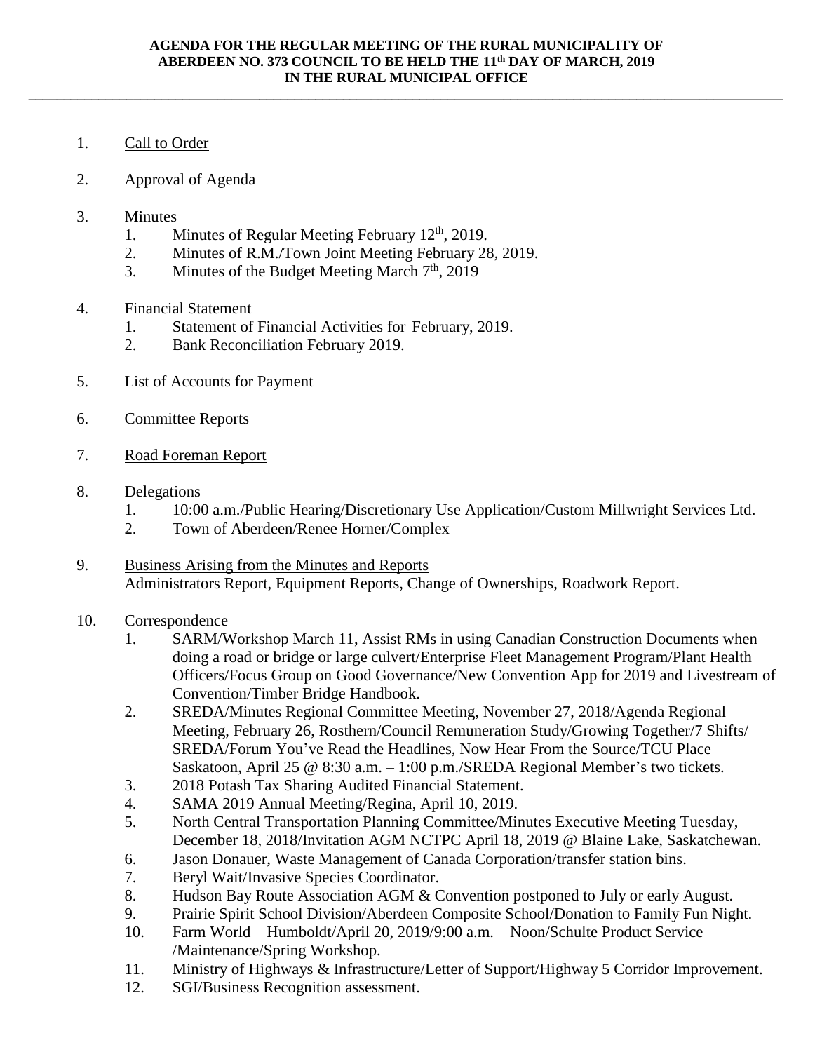**AGENDA FOR THE REGULAR MEETING OF THE RURAL MUNICIPALITY OF ABERDEEN NO. 373 COUNCIL TO BE HELD THE 11th DAY OF MARCH, 2019 IN THE RURAL MUNICIPAL OFFICE**

---

1. Call to Order

2. Approval of Agenda

3. Minutes
   1. Minutes of Regular Meeting February 12th, 2019.
   2. Minutes of R.M./Town Joint Meeting February 28, 2019.
   3. Minutes of the Budget Meeting March 7th, 2019

4. Financial Statement
   1. Statement of Financial Activities for February, 2019.
   2. Bank Reconciliation February 2019.

5. List of Accounts for Payment

6. Committee Reports

7. Road Foreman Report

8. Delegations
   1. 10:00 a.m./Public Hearing/Discretionary Use Application/Custom Millwright Services Ltd.
   2. Town of Aberdeen/Renee Horner/Complex

9. Business Arising from the Minutes and Reports
   Administrators Report, Equipment Reports, Change of Ownerships, Roadwork Report.

10. Correspondence
    1. SARM/Workshop March 11, Assist RMs in using Canadian Construction Documents when doing a road or bridge or large culvert/Enterprise Fleet Management Program/Plant Health Officers/Focus Group on Good Governance/New Convention App for 2019 and Livestream of Convention/Timber Bridge Handbook.
    2. SREDA/Minutes Regional Committee Meeting, November 27, 2018/Agenda Regional Meeting, February 26, Rosthern/Council Remuneration Study/Growing Together/7 Shifts/ SREDA/Forum You've Read the Headlines, Now Hear From the Source/TCU Place Saskatoon, April 25 @ 8:30 a.m. – 1:00 p.m./SREDA Regional Member's two tickets.
    3. 2018 Potash Tax Sharing Audited Financial Statement.
    4. SAMA 2019 Annual Meeting/Regina, April 10, 2019.
    5. North Central Transportation Planning Committee/Minutes Executive Meeting Tuesday, December 18, 2018/Invitation AGM NCTPC April 18, 2019 @ Blaine Lake, Saskatchewan.
    6. Jason Donauer, Waste Management of Canada Corporation/transfer station bins.
    7. Beryl Wait/Invasive Species Coordinator.
    8. Hudson Bay Route Association AGM & Convention postponed to July or early August.
    9. Prairie Spirit School Division/Aberdeen Composite School/Donation to Family Fun Night.
    10. Farm World – Humboldt/April 20, 2019/9:00 a.m. – Noon/Schulte Product Service /Maintenance/Spring Workshop.
    11. Ministry of Highways & Infrastructure/Letter of Support/Highway 5 Corridor Improvement.
    12. SGI/Business Recognition assessment.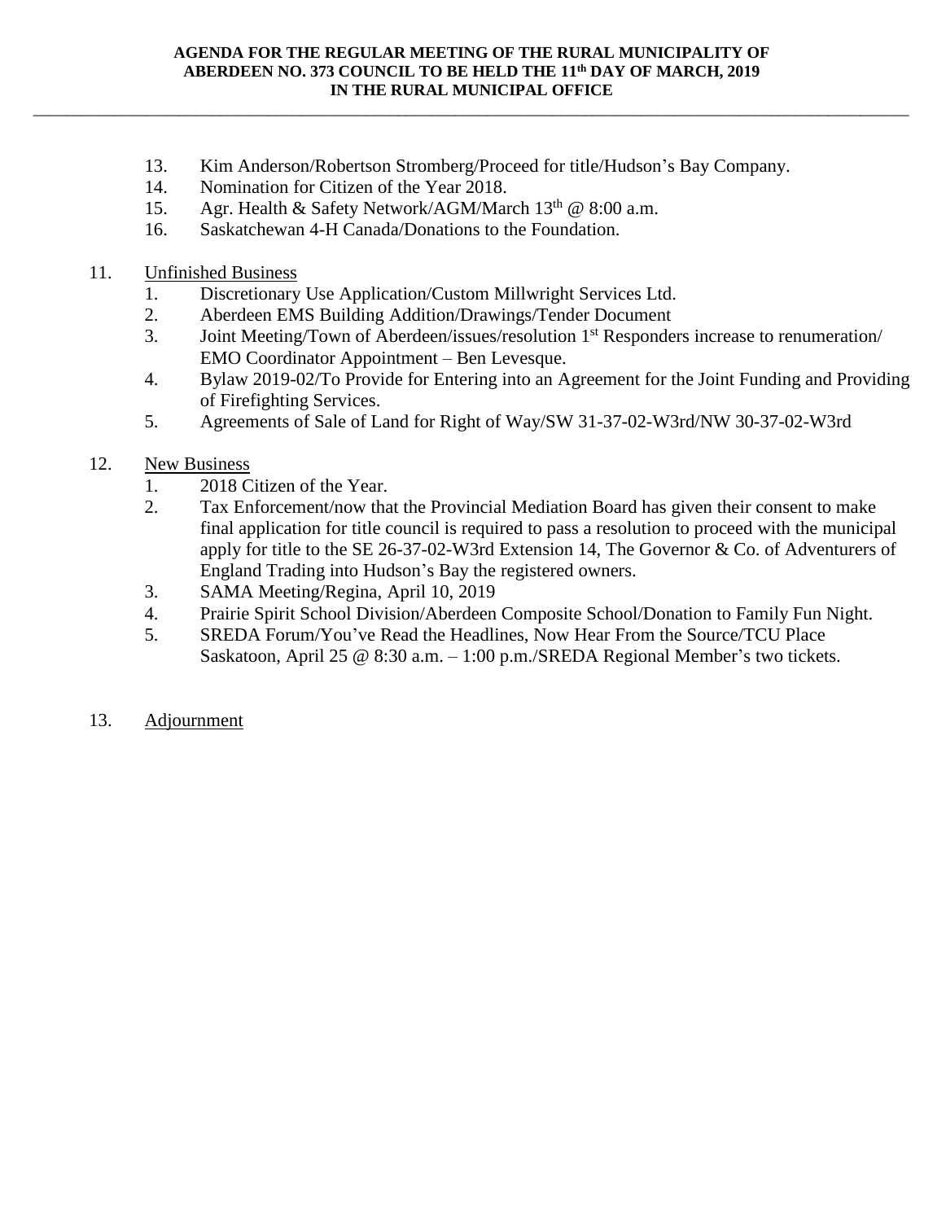**AGENDA FOR THE REGULAR MEETING OF THE RURAL MUNICIPALITY OF ABERDEEN NO. 373 COUNCIL TO BE HELD THE 11th DAY OF MARCH, 2019 IN THE RURAL MUNICIPAL OFFICE**

13. Kim Anderson/Robertson Stromberg/Proceed for title/Hudson's Bay Company.
14. Nomination for Citizen of the Year 2018.
15. Agr. Health & Safety Network/AGM/March 13th @ 8:00 a.m.
16. Saskatchewan 4-H Canada/Donations to the Foundation.

11. Unfinished Business
    1. Discretionary Use Application/Custom Millwright Services Ltd.
    2. Aberdeen EMS Building Addition/Drawings/Tender Document
    3. Joint Meeting/Town of Aberdeen/issues/resolution 1st Responders increase to renumeration/ EMO Coordinator Appointment – Ben Levesque.
    4. Bylaw 2019-02/To Provide for Entering into an Agreement for the Joint Funding and Providing of Firefighting Services.
    5. Agreements of Sale of Land for Right of Way/SW 31-37-02-W3rd/NW 30-37-02-W3rd

12. New Business
    1. 2018 Citizen of the Year.
    2. Tax Enforcement/now that the Provincial Mediation Board has given their consent to make final application for title council is required to pass a resolution to proceed with the municipal apply for title to the SE 26-37-02-W3rd Extension 14, The Governor & Co. of Adventurers of England Trading into Hudson's Bay the registered owners.
    3. SAMA Meeting/Regina, April 10, 2019
    4. Prairie Spirit School Division/Aberdeen Composite School/Donation to Family Fun Night.
    5. SREDA Forum/You've Read the Headlines, Now Hear From the Source/TCU Place Saskatoon, April 25 @ 8:30 a.m. – 1:00 p.m./SREDA Regional Member's two tickets.

13. Adjournment